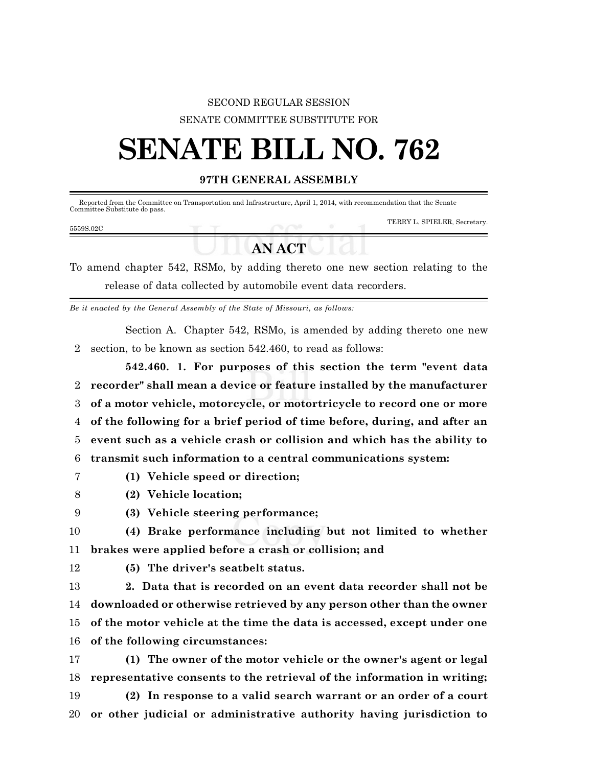SECOND REGULAR SESSION

SENATE COMMITTEE SUBSTITUTE FOR

# SENATE BILL NO. 762

## 97TH GENERAL ASSEMBLY

Reported from the Committee on Transportation and Infrastructure, April 1, 2014, with recommendation that the Senate Committee Substitute do pass.

TERRY L. SPIELER, Secretary.

5559S.02C

## AN ACT

To amend chapter 542, RSMo, by adding thereto one new section relating to the release of data collected by automobile event data recorders.

*Be it enacted by the General Assembly of the State of Missouri, as follows:*

Section A. Chapter 542, RSMo, is amended by adding thereto one new section, to be known as section 542.460, to read as follows:

**542.460. 1. For purposes of this section the term "event data recorder" shall mean a device or feature installed by the manufacturer of a motor vehicle, motorcycle, or motortricycle to record one or more of the following for a brief period of time before, during, and after an event such as a vehicle crash or collision and which has the ability to transmit such information to a central communications system:**

**(1) Vehicle speed or direction;**

**(2) Vehicle location;**

**(3) Vehicle steering performance;**

**(4) Brake performance including but not limited to whether brakes were applied before a crash or collision; and**

**(5) The driver's seatbelt status.**

**2. Data that is recorded on an event data recorder shall not be downloaded or otherwise retrieved by any person other than the owner of the motor vehicle at the time the data is accessed, except under one of the following circumstances:**

**(1) The owner of the motor vehicle or the owner's agent or legal representative consents to the retrieval of the information in writing;**

**(2) In response to a valid search warrant or an order of a court or other judicial or administrative authority having jurisdiction to**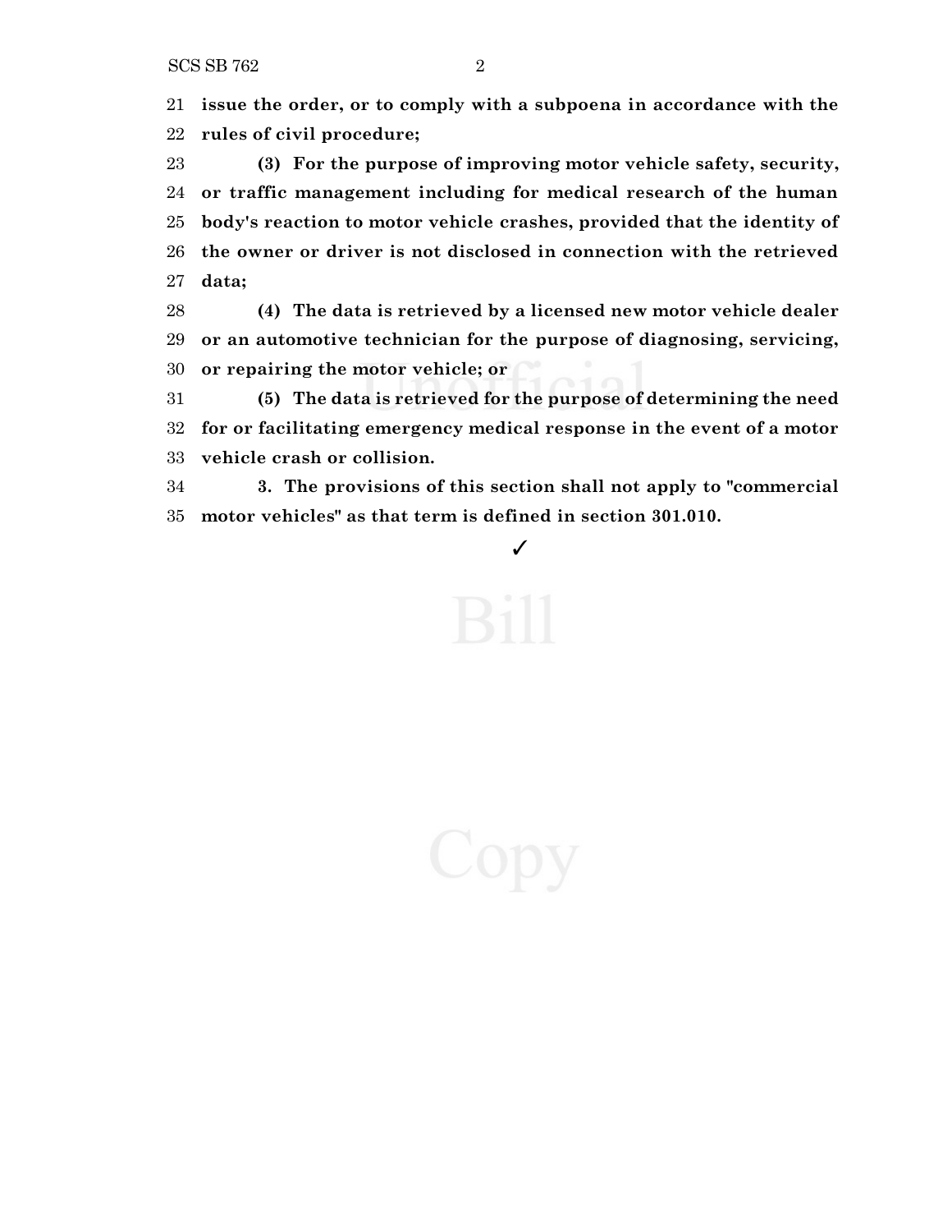**issue the order, or to comply with a subpoena in accordance with the rules of civil procedure;**

**(3) For the purpose of improving motor vehicle safety, security, or traffic management including for medical research of the human body's reaction to motor vehicle crashes, provided that the identity of the owner or driver is not disclosed in connection with the retrieved data;**

**(4) The data is retrieved by a licensed new motor vehicle dealer or an automotive technician for the purpose of diagnosing, servicing, or repairing the motor vehicle; or**

**(5) The data is retrieved for the purpose of determining the need for or facilitating emergency medical response in the event of a motor vehicle crash or collision.**

**3. The provisions of this section shall not apply to "commercial motor vehicles" as that term is defined in section 301.010.**

✓